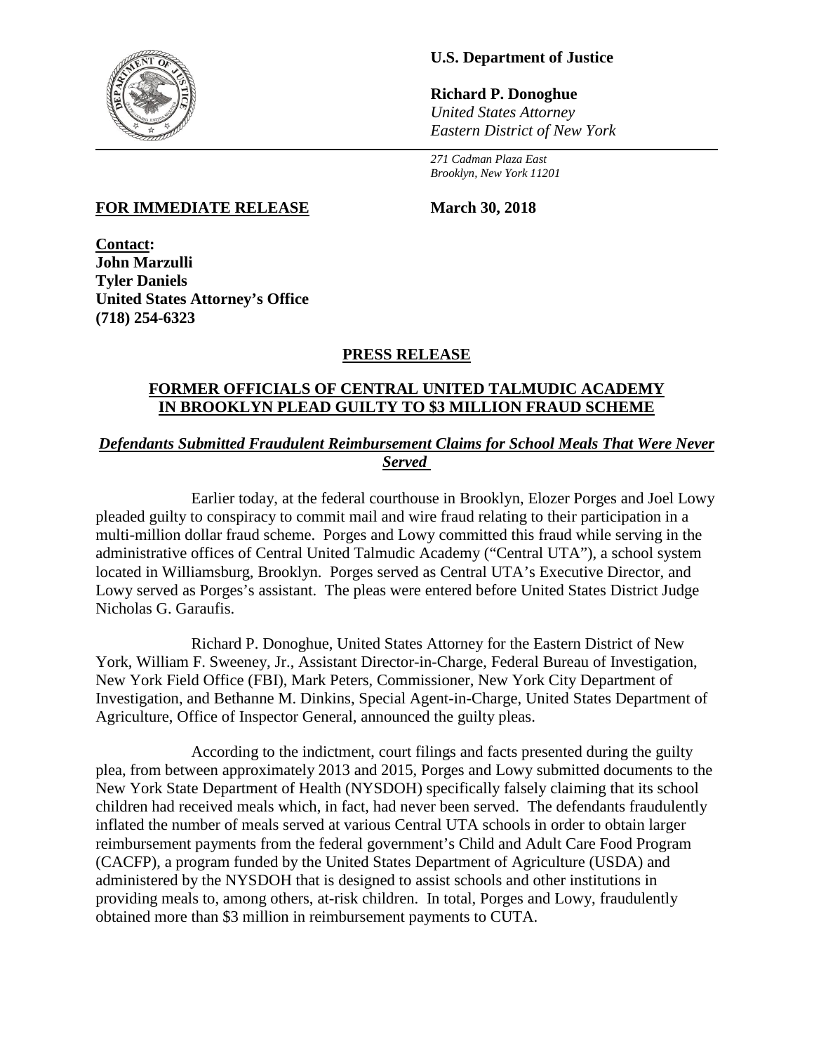**U.S. Department of Justice**

**Richard P. Donoghue**
*United States Attorney*
*Eastern District of New York*

*271 Cadman Plaza East*
*Brooklyn, New York 11201*

**FOR IMMEDIATE RELEASE** **March 30, 2018**

**Contact:**
**John Marzulli**
**Tyler Daniels**
**United States Attorney's Office**
**(718) 254-6323**

## PRESS RELEASE

## FORMER OFFICIALS OF CENTRAL UNITED TALMUDIC ACADEMY IN BROOKLYN PLEAD GUILTY TO $3 MILLION FRAUD SCHEME

***Defendants Submitted Fraudulent Reimbursement Claims for School Meals That Were Never Served***

Earlier today, at the federal courthouse in Brooklyn, Elozer Porges and Joel Lowy pleaded guilty to conspiracy to commit mail and wire fraud relating to their participation in a multi-million dollar fraud scheme. Porges and Lowy committed this fraud while serving in the administrative offices of Central United Talmudic Academy ("Central UTA"), a school system located in Williamsburg, Brooklyn. Porges served as Central UTA's Executive Director, and Lowy served as Porges's assistant. The pleas were entered before United States District Judge Nicholas G. Garaufis.

Richard P. Donoghue, United States Attorney for the Eastern District of New York, William F. Sweeney, Jr., Assistant Director-in-Charge, Federal Bureau of Investigation, New York Field Office (FBI), Mark Peters, Commissioner, New York City Department of Investigation, and Bethanne M. Dinkins, Special Agent-in-Charge, United States Department of Agriculture, Office of Inspector General, announced the guilty pleas.

According to the indictment, court filings and facts presented during the guilty plea, from between approximately 2013 and 2015, Porges and Lowy submitted documents to the New York State Department of Health (NYSDOH) specifically falsely claiming that its school children had received meals which, in fact, had never been served. The defendants fraudulently inflated the number of meals served at various Central UTA schools in order to obtain larger reimbursement payments from the federal government's Child and Adult Care Food Program (CACFP), a program funded by the United States Department of Agriculture (USDA) and administered by the NYSDOH that is designed to assist schools and other institutions in providing meals to, among others, at-risk children. In total, Porges and Lowy, fraudulently obtained more than $3 million in reimbursement payments to CUTA.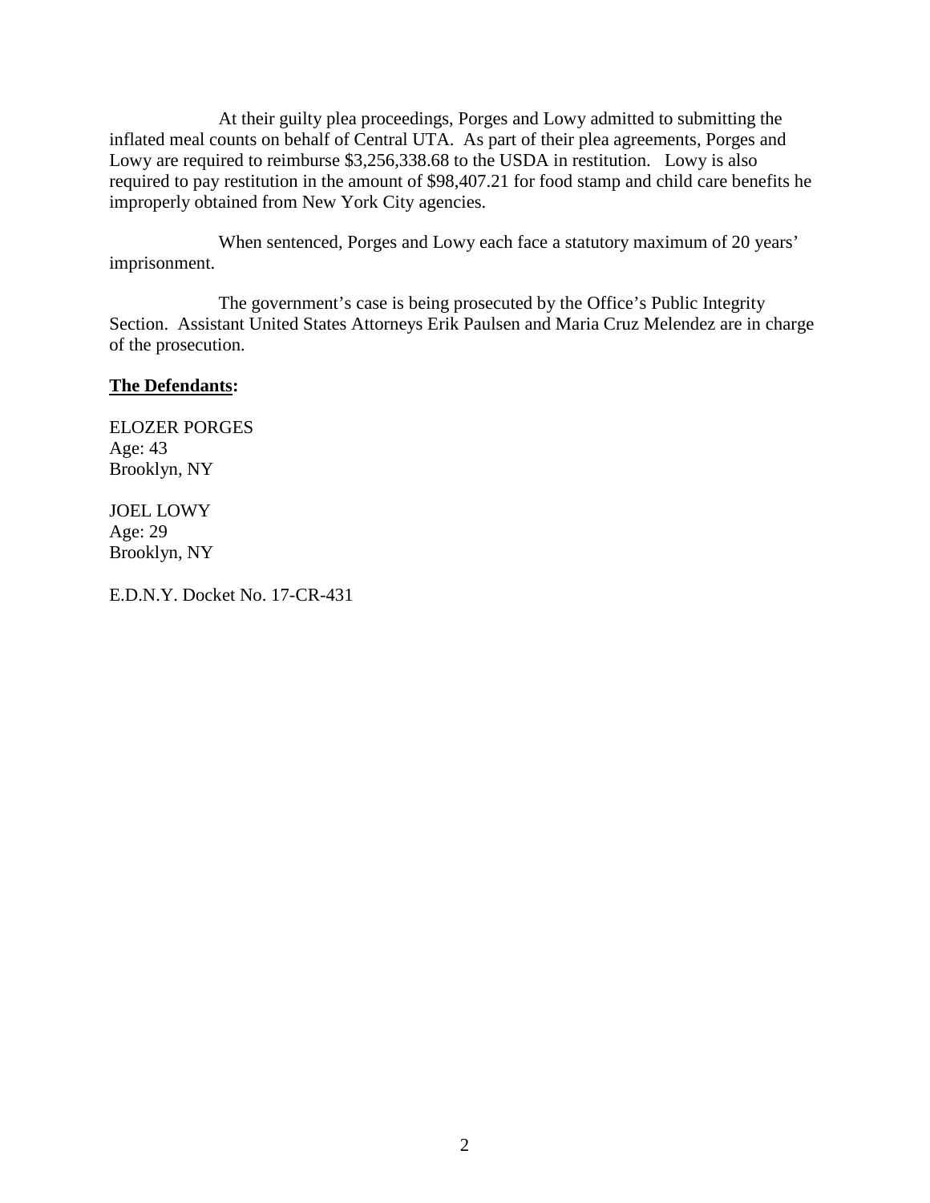At their guilty plea proceedings, Porges and Lowy admitted to submitting the inflated meal counts on behalf of Central UTA. As part of their plea agreements, Porges and Lowy are required to reimburse $3,256,338.68 to the USDA in restitution. Lowy is also required to pay restitution in the amount of $98,407.21 for food stamp and child care benefits he improperly obtained from New York City agencies.

When sentenced, Porges and Lowy each face a statutory maximum of 20 years' imprisonment.

The government's case is being prosecuted by the Office's Public Integrity Section. Assistant United States Attorneys Erik Paulsen and Maria Cruz Melendez are in charge of the prosecution.

**The Defendants:**

ELOZER PORGES
Age: 43
Brooklyn, NY

JOEL LOWY
Age: 29
Brooklyn, NY

E.D.N.Y. Docket No. 17-CR-431